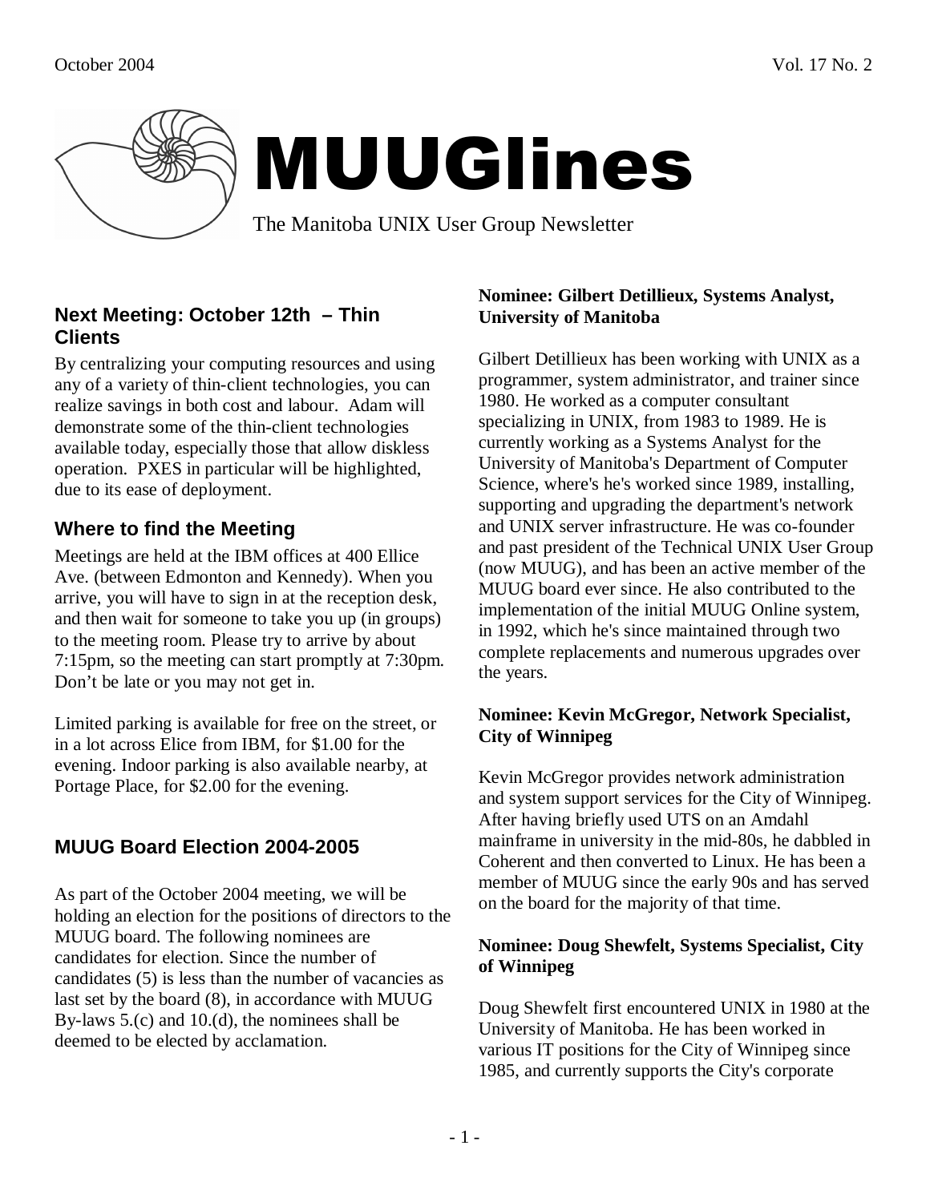# MUUGlines

The Manitoba UNIX User Group Newsletter

October 2004 Vol. 17 No. 2

## Next Meeting: October 12th – Thin Clients

By centralizing your computing resources and using any of a variety of thin-client technologies, you can realize savings in both cost and labour. Adam will demonstrate some of the thin-client technologies available today, especially those that allow diskless operation. PXES in particular will be highlighted, due to its ease of deployment.

## Where to find the Meeting

Meetings are held at the IBM offices at 400 Ellice Ave. (between Edmonton and Kennedy). When you arrive, you will have to sign in at the reception desk, and then wait for someone to take you up (in groups) to the meeting room. Please try to arrive by about 7:15pm, so the meeting can start promptly at 7:30pm. Don't be late or you may not get in.

Limited parking is available for free on the street, or in a lot across Elice from IBM, for $1.00 for the evening. Indoor parking is also available nearby, at Portage Place, for $2.00 for the evening.

## MUUG Board Election 2004-2005

As part of the October 2004 meeting, we will be holding an election for the positions of directors to the MUUG board. The following nominees are candidates for election. Since the number of candidates (5) is less than the number of vacancies as last set by the board (8), in accordance with MUUG By-laws 5.(c) and 10.(d), the nominees shall be deemed to be elected by acclamation.

**Nominee: Gilbert Detillieux, Systems Analyst, University of Manitoba**

Gilbert Detillieux has been working with UNIX as a programmer, system administrator, and trainer since 1980. He worked as a computer consultant specializing in UNIX, from 1983 to 1989. He is currently working as a Systems Analyst for the University of Manitoba's Department of Computer Science, where's he's worked since 1989, installing, supporting and upgrading the department's network and UNIX server infrastructure. He was co-founder and past president of the Technical UNIX User Group (now MUUG), and has been an active member of the MUUG board ever since. He also contributed to the implementation of the initial MUUG Online system, in 1992, which he's since maintained through two complete replacements and numerous upgrades over the years.

**Nominee: Kevin McGregor, Network Specialist, City of Winnipeg**

Kevin McGregor provides network administration and system support services for the City of Winnipeg. After having briefly used UTS on an Amdahl mainframe in university in the mid-80s, he dabbled in Coherent and then converted to Linux. He has been a member of MUUG since the early 90s and has served on the board for the majority of that time.

**Nominee: Doug Shewfelt, Systems Specialist, City of Winnipeg**

Doug Shewfelt first encountered UNIX in 1980 at the University of Manitoba. He has been worked in various IT positions for the City of Winnipeg since 1985, and currently supports the City's corporate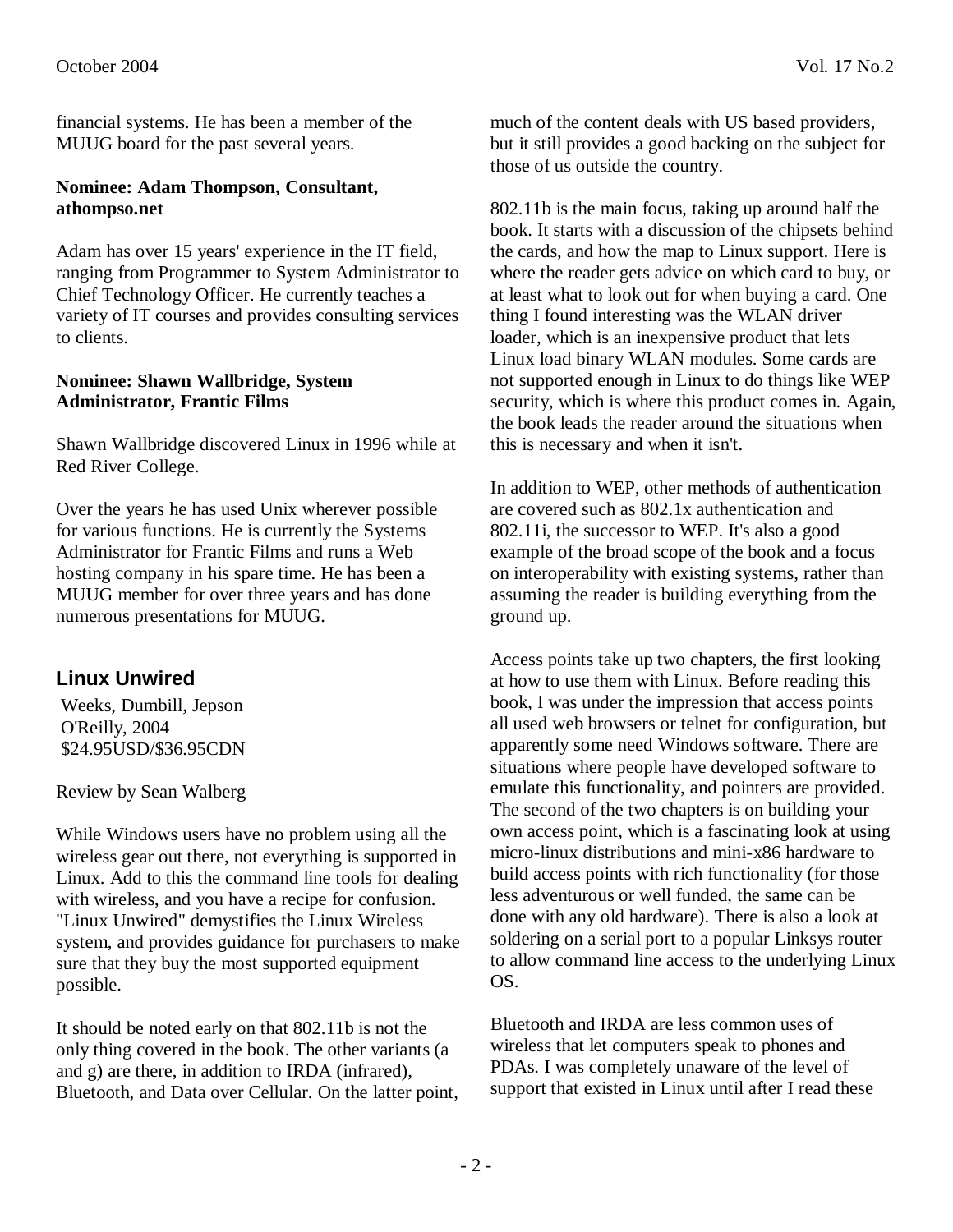financial systems. He has been a member of the MUUG board for the past several years.

**Nominee: Adam Thompson, Consultant, athompso.net**

Adam has over 15 years' experience in the IT field, ranging from Programmer to System Administrator to Chief Technology Officer. He currently teaches a variety of IT courses and provides consulting services to clients.

**Nominee: Shawn Wallbridge, System Administrator, Frantic Films**

Shawn Wallbridge discovered Linux in 1996 while at Red River College.

Over the years he has used Unix wherever possible for various functions. He is currently the Systems Administrator for Frantic Films and runs a Web hosting company in his spare time. He has been a MUUG member for over three years and has done numerous presentations for MUUG.

## Linux Unwired

Weeks, Dumbill, Jepson
O'Reilly, 2004
$24.95USD/$36.95CDN

Review by Sean Walberg

While Windows users have no problem using all the wireless gear out there, not everything is supported in Linux. Add to this the command line tools for dealing with wireless, and you have a recipe for confusion. "Linux Unwired" demystifies the Linux Wireless system, and provides guidance for purchasers to make sure that they buy the most supported equipment possible.

It should be noted early on that 802.11b is not the only thing covered in the book. The other variants (a and g) are there, in addition to IRDA (infrared), Bluetooth, and Data over Cellular. On the latter point, much of the content deals with US based providers, but it still provides a good backing on the subject for those of us outside the country.

802.11b is the main focus, taking up around half the book. It starts with a discussion of the chipsets behind the cards, and how the map to Linux support. Here is where the reader gets advice on which card to buy, or at least what to look out for when buying a card. One thing I found interesting was the WLAN driver loader, which is an inexpensive product that lets Linux load binary WLAN modules. Some cards are not supported enough in Linux to do things like WEP security, which is where this product comes in. Again, the book leads the reader around the situations when this is necessary and when it isn't.

In addition to WEP, other methods of authentication are covered such as 802.1x authentication and 802.11i, the successor to WEP. It's also a good example of the broad scope of the book and a focus on interoperability with existing systems, rather than assuming the reader is building everything from the ground up.

Access points take up two chapters, the first looking at how to use them with Linux. Before reading this book, I was under the impression that access points all used web browsers or telnet for configuration, but apparently some need Windows software. There are situations where people have developed software to emulate this functionality, and pointers are provided. The second of the two chapters is on building your own access point, which is a fascinating look at using micro-linux distributions and mini-x86 hardware to build access points with rich functionality (for those less adventurous or well funded, the same can be done with any old hardware). There is also a look at soldering on a serial port to a popular Linksys router to allow command line access to the underlying Linux OS.

Bluetooth and IRDA are less common uses of wireless that let computers speak to phones and PDAs. I was completely unaware of the level of support that existed in Linux until after I read these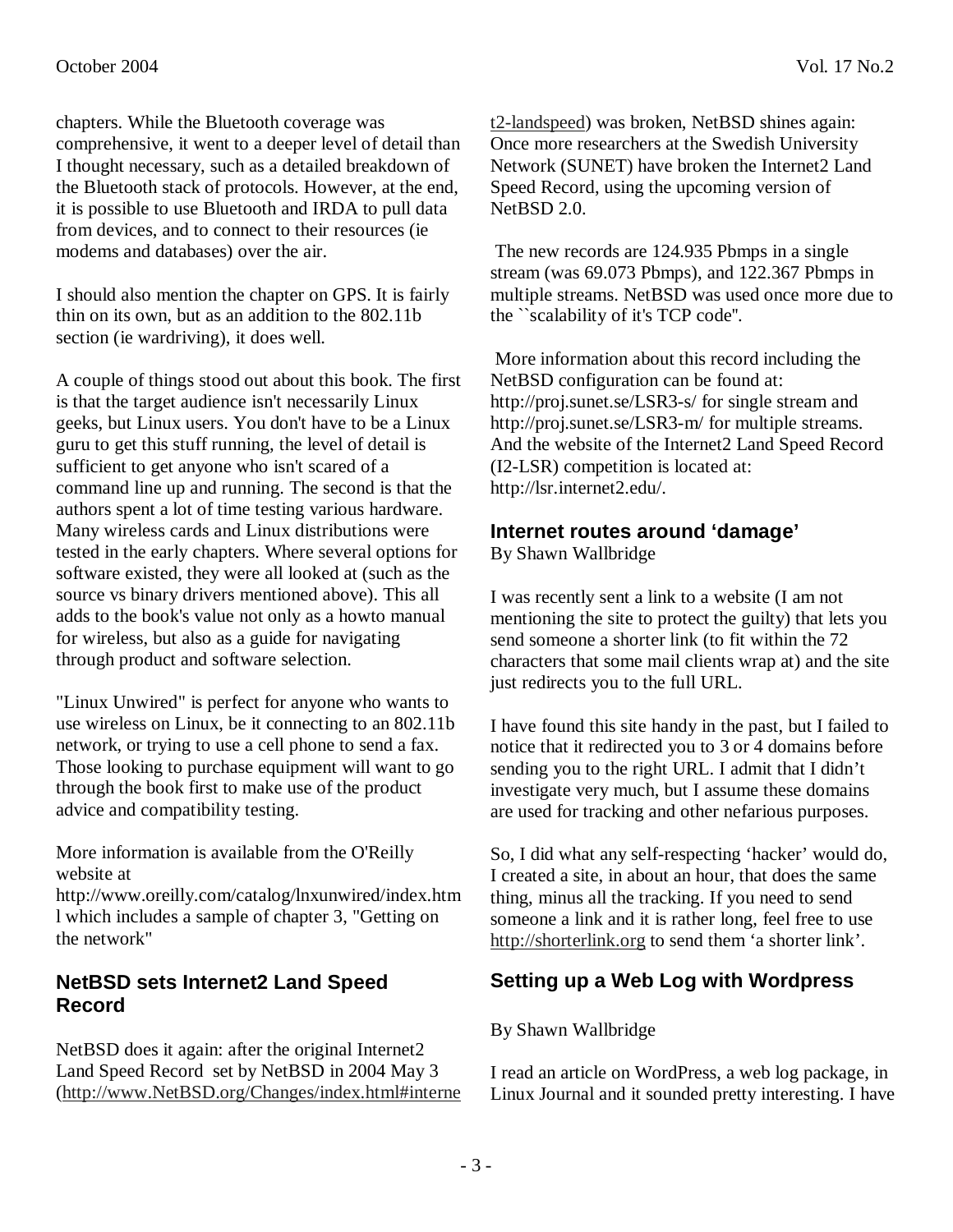chapters. While the Bluetooth coverage was comprehensive, it went to a deeper level of detail than I thought necessary, such as a detailed breakdown of the Bluetooth stack of protocols. However, at the end, it is possible to use Bluetooth and IRDA to pull data from devices, and to connect to their resources (ie modems and databases) over the air.

I should also mention the chapter on GPS. It is fairly thin on its own, but as an addition to the 802.11b section (ie wardriving), it does well.

A couple of things stood out about this book. The first is that the target audience isn't necessarily Linux geeks, but Linux users. You don't have to be a Linux guru to get this stuff running, the level of detail is sufficient to get anyone who isn't scared of a command line up and running. The second is that the authors spent a lot of time testing various hardware. Many wireless cards and Linux distributions were tested in the early chapters. Where several options for software existed, they were all looked at (such as the source vs binary drivers mentioned above). This all adds to the book's value not only as a howto manual for wireless, but also as a guide for navigating through product and software selection.

"Linux Unwired" is perfect for anyone who wants to use wireless on Linux, be it connecting to an 802.11b network, or trying to use a cell phone to send a fax. Those looking to purchase equipment will want to go through the book first to make use of the product advice and compatibility testing.

More information is available from the O'Reilly website at http://www.oreilly.com/catalog/lnxunwired/index.html which includes a sample of chapter 3, "Getting on the network"

## NetBSD sets Internet2 Land Speed Record

NetBSD does it again: after the original Internet2 Land Speed Record set by NetBSD in 2004 May 3 (http://www.NetBSD.org/Changes/index.html#internet2-landspeed) was broken, NetBSD shines again: Once more researchers at the Swedish University Network (SUNET) have broken the Internet2 Land Speed Record, using the upcoming version of NetBSD 2.0.

The new records are 124.935 Pbmps in a single stream (was 69.073 Pbmps), and 122.367 Pbmps in multiple streams. NetBSD was used once more due to the ``scalability of it's TCP code''.

More information about this record including the NetBSD configuration can be found at: http://proj.sunet.se/LSR3-s/ for single stream and http://proj.sunet.se/LSR3-m/ for multiple streams. And the website of the Internet2 Land Speed Record (I2-LSR) competition is located at: http://lsr.internet2.edu/.

## Internet routes around 'damage'

By Shawn Wallbridge

I was recently sent a link to a website (I am not mentioning the site to protect the guilty) that lets you send someone a shorter link (to fit within the 72 characters that some mail clients wrap at) and the site just redirects you to the full URL.

I have found this site handy in the past, but I failed to notice that it redirected you to 3 or 4 domains before sending you to the right URL. I admit that I didn't investigate very much, but I assume these domains are used for tracking and other nefarious purposes.

So, I did what any self-respecting 'hacker' would do, I created a site, in about an hour, that does the same thing, minus all the tracking. If you need to send someone a link and it is rather long, feel free to use http://shorterlink.org to send them 'a shorter link'.

## Setting up a Web Log with Wordpress

By Shawn Wallbridge

I read an article on WordPress, a web log package, in Linux Journal and it sounded pretty interesting. I have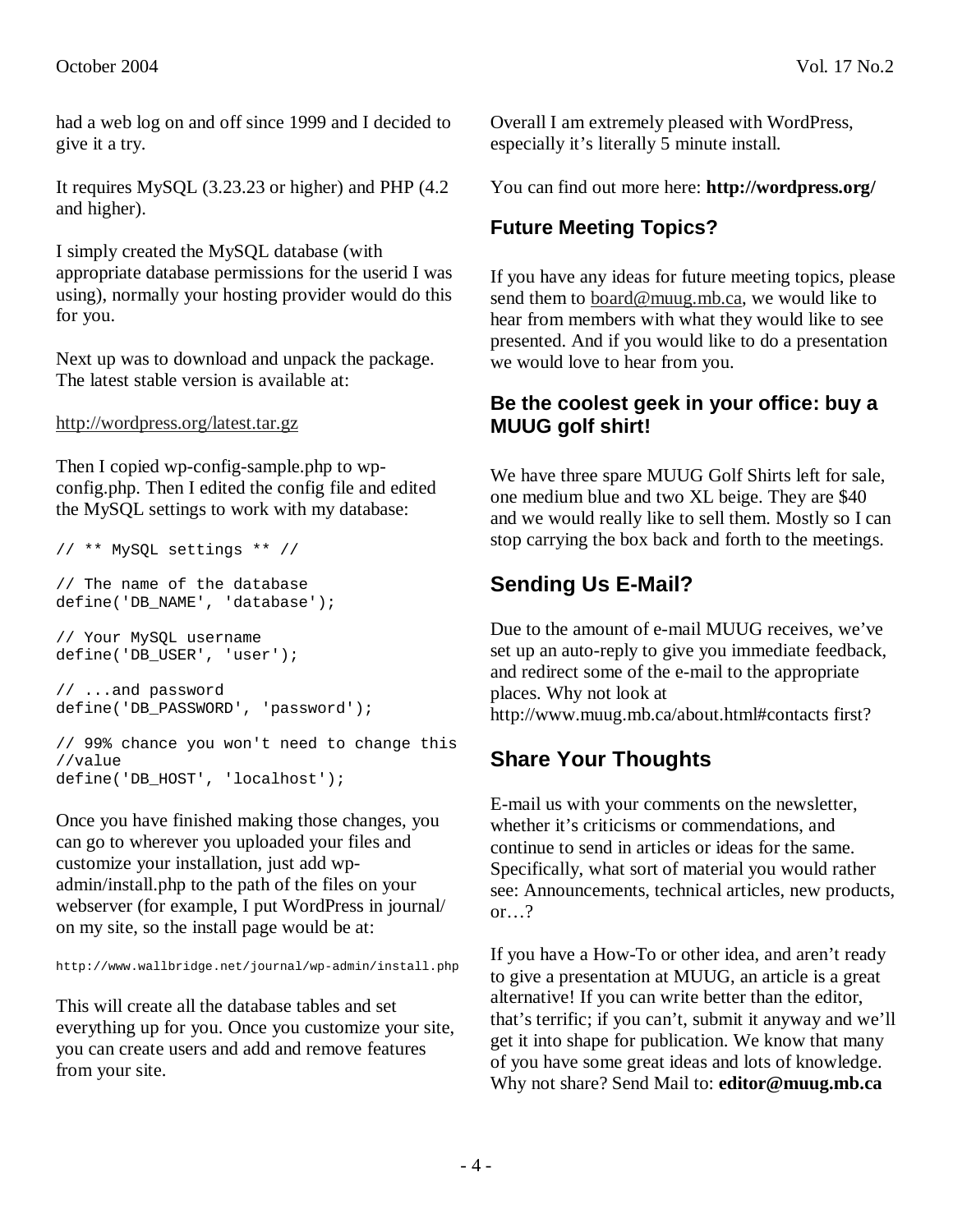had a web log on and off since 1999 and I decided to give it a try.

It requires MySQL (3.23.23 or higher) and PHP (4.2 and higher).

I simply created the MySQL database (with appropriate database permissions for the userid I was using), normally your hosting provider would do this for you.

Next up was to download and unpack the package. The latest stable version is available at:

http://wordpress.org/latest.tar.gz

Then I copied wp-config-sample.php to wp-config.php. Then I edited the config file and edited the MySQL settings to work with my database:

```
// ** MySQL settings ** //

// The name of the database
define('DB_NAME', 'database');

// Your MySQL username
define('DB_USER', 'user');

// ...and password
define('DB_PASSWORD', 'password');

// 99% chance you won't need to change this
//value
define('DB_HOST', 'localhost');
```

Once you have finished making those changes, you can go to wherever you uploaded your files and customize your installation, just add wp-admin/install.php to the path of the files on your webserver (for example, I put WordPress in journal/ on my site, so the install page would be at:

```
http://www.wallbridge.net/journal/wp-admin/install.php
```

This will create all the database tables and set everything up for you. Once you customize your site, you can create users and add and remove features from your site.

Overall I am extremely pleased with WordPress, especially it's literally 5 minute install.

You can find out more here: **http://wordpress.org/**

### Future Meeting Topics?

If you have any ideas for future meeting topics, please send them to board@muug.mb.ca, we would like to hear from members with what they would like to see presented. And if you would like to do a presentation we would love to hear from you.

### Be the coolest geek in your office: buy a MUUG golf shirt!

We have three spare MUUG Golf Shirts left for sale, one medium blue and two XL beige. They are $40 and we would really like to sell them. Mostly so I can stop carrying the box back and forth to the meetings.

## Sending Us E-Mail?

Due to the amount of e-mail MUUG receives, we've set up an auto-reply to give you immediate feedback, and redirect some of the e-mail to the appropriate places. Why not look at http://www.muug.mb.ca/about.html#contacts first?

## Share Your Thoughts

E-mail us with your comments on the newsletter, whether it's criticisms or commendations, and continue to send in articles or ideas for the same. Specifically, what sort of material you would rather see: Announcements, technical articles, new products, or…?

If you have a How-To or other idea, and aren't ready to give a presentation at MUUG, an article is a great alternative! If you can write better than the editor, that's terrific; if you can't, submit it anyway and we'll get it into shape for publication. We know that many of you have some great ideas and lots of knowledge. Why not share? Send Mail to: **editor@muug.mb.ca**